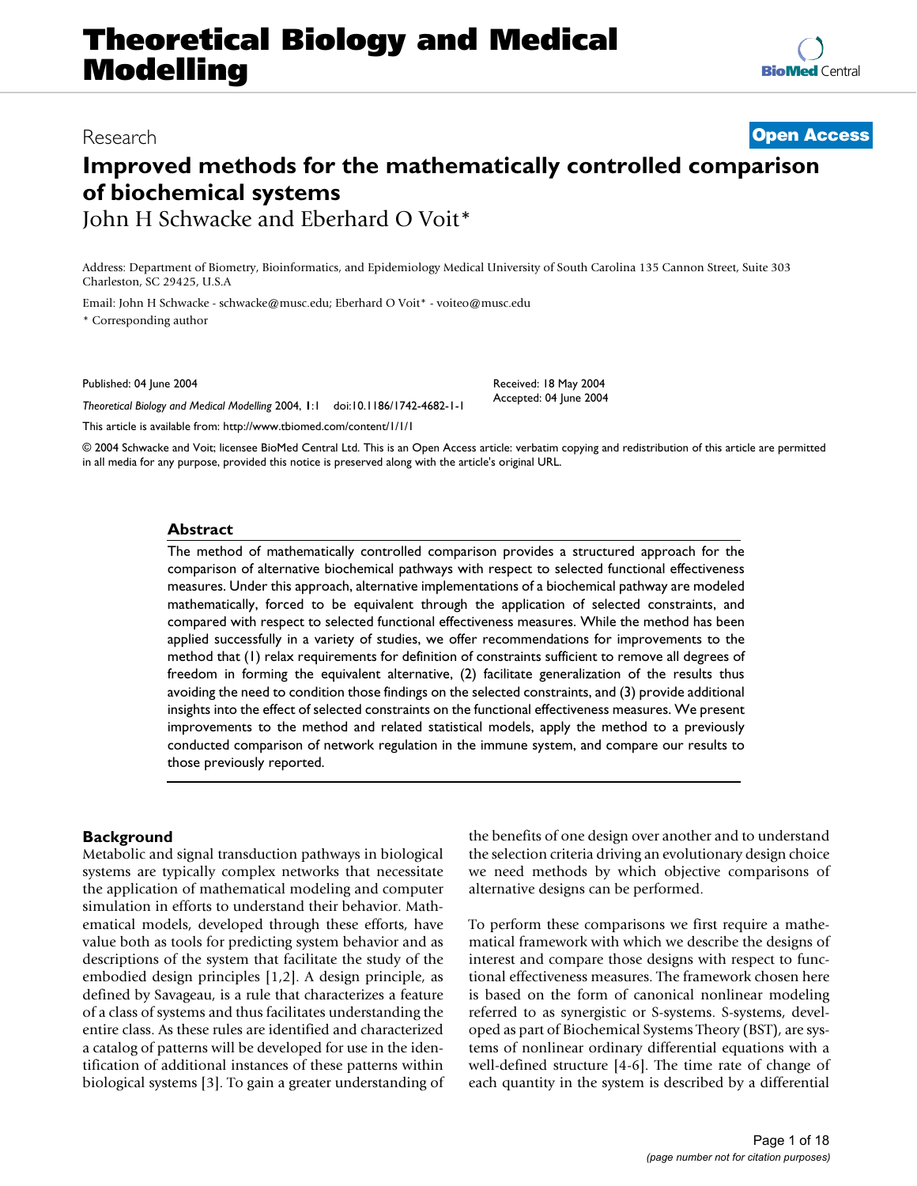Research

**Open Access**

# Improved methods for the mathematically controlled comparison of biochemical systems

John H Schwacke and Eberhard O Voit*

Address: Department of Biometry, Bioinformatics, and Epidemiology Medical University of South Carolina 135 Cannon Street, Suite 303 Charleston, SC 29425, U.S.A

Email: John H Schwacke - schwacke@musc.edu; Eberhard O Voit* - voiteo@musc.edu

* Corresponding author

Published: 04 June 2004

*Theoretical Biology and Medical Modelling* 2004, **1**:1 doi:10.1186/1742-4682-1-1

Received: 18 May 2004
Accepted: 04 June 2004

This article is available from: http://www.tbiomed.com/content/1/1/1

© 2004 Schwacke and Voit; licensee BioMed Central Ltd. This is an Open Access article: verbatim copying and redistribution of this article are permitted in all media for any purpose, provided this notice is preserved along with the article's original URL.

## Abstract

The method of mathematically controlled comparison provides a structured approach for the comparison of alternative biochemical pathways with respect to selected functional effectiveness measures. Under this approach, alternative implementations of a biochemical pathway are modeled mathematically, forced to be equivalent through the application of selected constraints, and compared with respect to selected functional effectiveness measures. While the method has been applied successfully in a variety of studies, we offer recommendations for improvements to the method that (1) relax requirements for definition of constraints sufficient to remove all degrees of freedom in forming the equivalent alternative, (2) facilitate generalization of the results thus avoiding the need to condition those findings on the selected constraints, and (3) provide additional insights into the effect of selected constraints on the functional effectiveness measures. We present improvements to the method and related statistical models, apply the method to a previously conducted comparison of network regulation in the immune system, and compare our results to those previously reported.

## Background

Metabolic and signal transduction pathways in biological systems are typically complex networks that necessitate the application of mathematical modeling and computer simulation in efforts to understand their behavior. Mathematical models, developed through these efforts, have value both as tools for predicting system behavior and as descriptions of the system that facilitate the study of the embodied design principles [1,2]. A design principle, as defined by Savageau, is a rule that characterizes a feature of a class of systems and thus facilitates understanding the entire class. As these rules are identified and characterized a catalog of patterns will be developed for use in the identification of additional instances of these patterns within biological systems [3]. To gain a greater understanding of the benefits of one design over another and to understand the selection criteria driving an evolutionary design choice we need methods by which objective comparisons of alternative designs can be performed.

To perform these comparisons we first require a mathematical framework with which we describe the designs of interest and compare those designs with respect to functional effectiveness measures. The framework chosen here is based on the form of canonical nonlinear modeling referred to as synergistic or S-systems. S-systems, developed as part of Biochemical Systems Theory (BST), are systems of nonlinear ordinary differential equations with a well-defined structure [4-6]. The time rate of change of each quantity in the system is described by a differential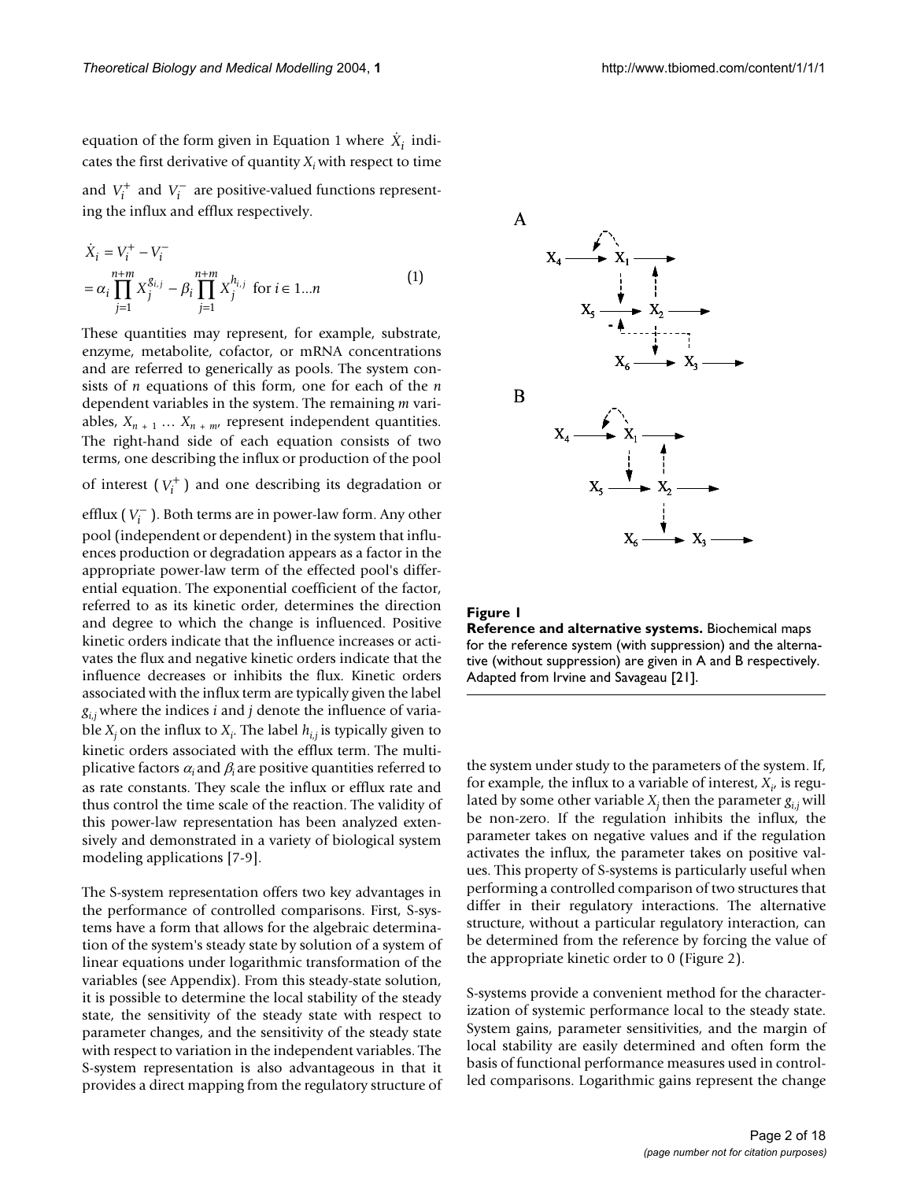equation of the form given in Equation 1 where $\dot{X}_i$ indicates the first derivative of quantity $X_i$ with respect to time and $V_i^+$ and $V_i^-$ are positive-valued functions representing the influx and efflux respectively.

$$
\begin{aligned}
\dot{X}_i &= V_i^+ - V_i^- \\
&= \alpha_i \prod_{j=1}^{n+m} X_j^{g_{i,j}} - \beta_i \prod_{j=1}^{n+m} X_j^{h_{i,j}} \text{ for } i \in 1 \dots n
\end{aligned} \tag{1}
$$

These quantities may represent, for example, substrate, enzyme, metabolite, cofactor, or mRNA concentrations and are referred to generically as pools. The system consists of $n$ equations of this form, one for each of the $n$ dependent variables in the system. The remaining $m$ variables, $X_{n+1} \dots X_{n+m}$, represent independent quantities. The right-hand side of each equation consists of two terms, one describing the influx or production of the pool of interest ($V_i^+$) and one describing its degradation or efflux ($V_i^-$). Both terms are in power-law form. Any other pool (independent or dependent) in the system that influences production or degradation appears as a factor in the appropriate power-law term of the effected pool's differential equation. The exponential coefficient of the factor, referred to as its kinetic order, determines the direction and degree to which the change is influenced. Positive kinetic orders indicate that the influence increases or activates the flux and negative kinetic orders indicate that the influence decreases or inhibits the flux. Kinetic orders associated with the influx term are typically given the label $g_{i,j}$ where the indices $i$ and $j$ denote the influence of variable $X_j$ on the influx to $X_i$. The label $h_{i,j}$ is typically given to kinetic orders associated with the efflux term. The multiplicative factors $\alpha_i$ and $\beta_i$ are positive quantities referred to as rate constants. They scale the influx or efflux rate and thus control the time scale of the reaction. The validity of this power-law representation has been analyzed extensively and demonstrated in a variety of biological system modeling applications [7-9].

The S-system representation offers two key advantages in the performance of controlled comparisons. First, S-systems have a form that allows for the algebraic determination of the system's steady state by solution of a system of linear equations under logarithmic transformation of the variables (see Appendix). From this steady-state solution, it is possible to determine the local stability of the steady state, the sensitivity of the steady state with respect to parameter changes, and the sensitivity of the steady state with respect to variation in the independent variables. The S-system representation is also advantageous in that it provides a direct mapping from the regulatory structure of the system under study to the parameters of the system. If, for example, the influx to a variable of interest, $X_i$, is regulated by some other variable $X_j$ then the parameter $g_{i,j}$ will be non-zero. If the regulation inhibits the influx, the parameter takes on negative values and if the regulation activates the influx, the parameter takes on positive values. This property of S-systems is particularly useful when performing a controlled comparison of two structures that differ in their regulatory interactions. The alternative structure, without a particular regulatory interaction, can be determined from the reference by forcing the value of the appropriate kinetic order to 0 (Figure 2).

**Figure 1**
**Reference and alternative systems.** Biochemical maps for the reference system (with suppression) and the alternative (without suppression) are given in A and B respectively. Adapted from Irvine and Savageau [21].

S-systems provide a convenient method for the characterization of systemic performance local to the steady state. System gains, parameter sensitivities, and the margin of local stability are easily determined and often form the basis of functional performance measures used in controlled comparisons. Logarithmic gains represent the change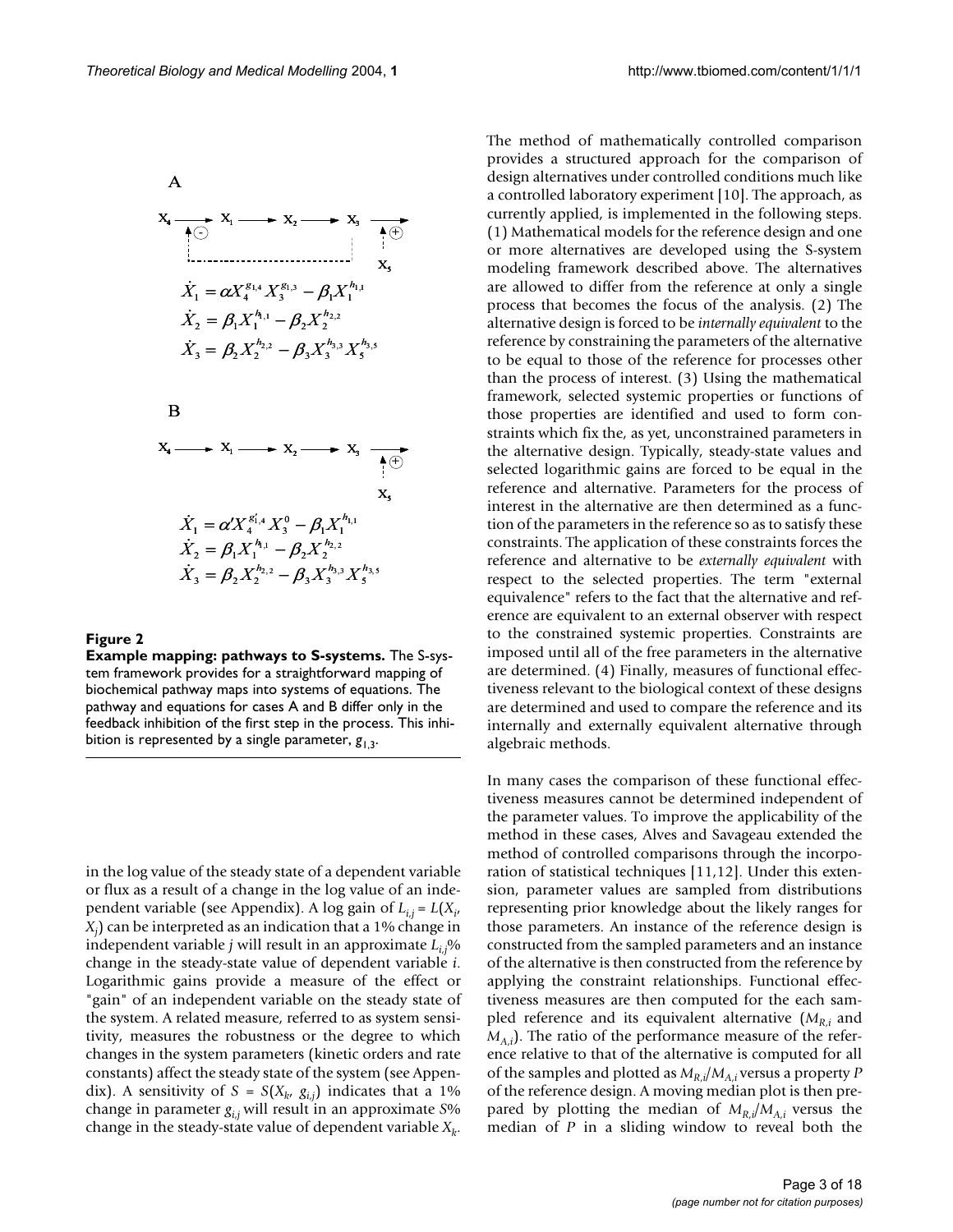**Figure 2**

**Example mapping: pathways to S-systems.** The S-system framework provides for a straightforward mapping of biochemical pathway maps into systems of equations. The pathway and equations for cases A and B differ only in the feedback inhibition of the first step in the process. This inhibition is represented by a single parameter, $g_{1,3}$.

in the log value of the steady state of a dependent variable or flux as a result of a change in the log value of an independent variable (see Appendix). A log gain of $L_{i,j} = L(X_i, X_j)$ can be interpreted as an indication that a 1% change in independent variable $j$ will result in an approximate $L_{i,j}$% change in the steady-state value of dependent variable $i$. Logarithmic gains provide a measure of the effect or "gain" of an independent variable on the steady state of the system. A related measure, referred to as system sensitivity, measures the robustness or the degree to which changes in the system parameters (kinetic orders and rate constants) affect the steady state of the system (see Appendix). A sensitivity of $S = S(X_k, g_{i,j})$ indicates that a 1% change in parameter $g_{i,j}$ will result in an approximate $S$% change in the steady-state value of dependent variable $X_k$.

The method of mathematically controlled comparison provides a structured approach for the comparison of design alternatives under controlled conditions much like a controlled laboratory experiment [10]. The approach, as currently applied, is implemented in the following steps. (1) Mathematical models for the reference design and one or more alternatives are developed using the S-system modeling framework described above. The alternatives are allowed to differ from the reference at only a single process that becomes the focus of the analysis. (2) The alternative design is forced to be *internally equivalent* to the reference by constraining the parameters of the alternative to be equal to those of the reference for processes other than the process of interest. (3) Using the mathematical framework, selected systemic properties or functions of those properties are identified and used to form constraints which fix the, as yet, unconstrained parameters in the alternative design. Typically, steady-state values and selected logarithmic gains are forced to be equal in the reference and alternative. Parameters for the process of interest in the alternative are then determined as a function of the parameters in the reference so as to satisfy these constraints. The application of these constraints forces the reference and alternative to be *externally equivalent* with respect to the selected properties. The term "external equivalence" refers to the fact that the alternative and reference are equivalent to an external observer with respect to the constrained systemic properties. Constraints are imposed until all of the free parameters in the alternative are determined. (4) Finally, measures of functional effectiveness relevant to the biological context of these designs are determined and used to compare the reference and its internally and externally equivalent alternative through algebraic methods.

In many cases the comparison of these functional effectiveness measures cannot be determined independent of the parameter values. To improve the applicability of the method in these cases, Alves and Savageau extended the method of controlled comparisons through the incorporation of statistical techniques [11,12]. Under this extension, parameter values are sampled from distributions representing prior knowledge about the likely ranges for those parameters. An instance of the reference design is constructed from the sampled parameters and an instance of the alternative is then constructed from the reference by applying the constraint relationships. Functional effectiveness measures are then computed for the each sampled reference and its equivalent alternative ($M_{R,i}$ and $M_{A,i}$). The ratio of the performance measure of the reference relative to that of the alternative is computed for all of the samples and plotted as $M_{R,i}/M_{A,i}$ versus a property $P$ of the reference design. A moving median plot is then prepared by plotting the median of $M_{R,i}/M_{A,i}$ versus the median of $P$ in a sliding window to reveal both the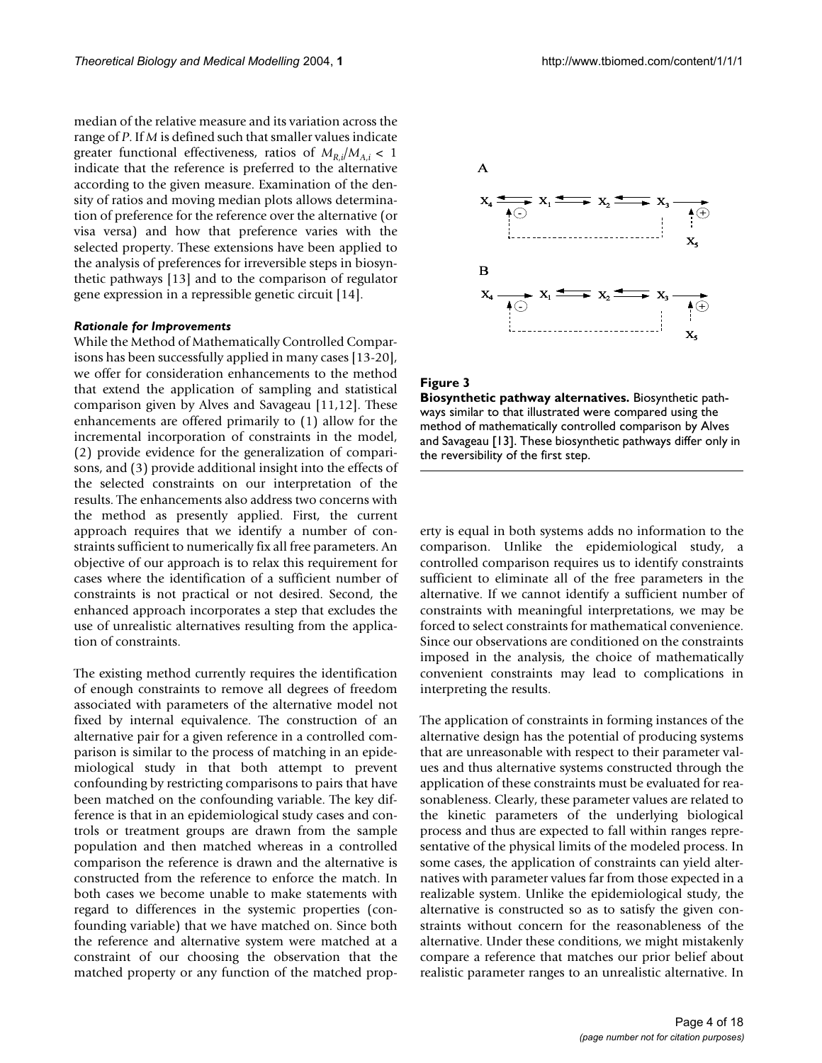median of the relative measure and its variation across the range of *P*. If *M* is defined such that smaller values indicate greater functional effectiveness, ratios of $M_{R,i}/M_{A,i} < 1$ indicate that the reference is preferred to the alternative according to the given measure. Examination of the density of ratios and moving median plots allows determination of preference for the reference over the alternative (or visa versa) and how that preference varies with the selected property. These extensions have been applied to the analysis of preferences for irreversible steps in biosynthetic pathways [13] and to the comparison of regulator gene expression in a repressible genetic circuit [14].

#### *Rationale for Improvements*

While the Method of Mathematically Controlled Comparisons has been successfully applied in many cases [13-20], we offer for consideration enhancements to the method that extend the application of sampling and statistical comparison given by Alves and Savageau [11,12]. These enhancements are offered primarily to (1) allow for the incremental incorporation of constraints in the model, (2) provide evidence for the generalization of comparisons, and (3) provide additional insight into the effects of the selected constraints on our interpretation of the results. The enhancements also address two concerns with the method as presently applied. First, the current approach requires that we identify a number of constraints sufficient to numerically fix all free parameters. An objective of our approach is to relax this requirement for cases where the identification of a sufficient number of constraints is not practical or not desired. Second, the enhanced approach incorporates a step that excludes the use of unrealistic alternatives resulting from the application of constraints.

The existing method currently requires the identification of enough constraints to remove all degrees of freedom associated with parameters of the alternative model not fixed by internal equivalence. The construction of an alternative pair for a given reference in a controlled comparison is similar to the process of matching in an epidemiological study in that both attempt to prevent confounding by restricting comparisons to pairs that have been matched on the confounding variable. The key difference is that in an epidemiological study cases and controls or treatment groups are drawn from the sample population and then matched whereas in a controlled comparison the reference is drawn and the alternative is constructed from the reference to enforce the match. In both cases we become unable to make statements with regard to differences in the systemic properties (confounding variable) that we have matched on. Since both the reference and alternative system were matched at a constraint of our choosing the observation that the matched property or any function of the matched property is equal in both systems adds no information to the comparison. Unlike the epidemiological study, a controlled comparison requires us to identify constraints sufficient to eliminate all of the free parameters in the alternative. If we cannot identify a sufficient number of constraints with meaningful interpretations, we may be forced to select constraints for mathematical convenience. Since our observations are conditioned on the constraints imposed in the analysis, the choice of mathematically convenient constraints may lead to complications in interpreting the results.

A

$X_4$ $X_1$ $X_2$ $X_3$
(-) (+)
$X_5$

B

$X_4$ $X_1$ $X_2$ $X_3$
(-) (+)
$X_5$

**Figure 3**
**Biosynthetic pathway alternatives.** Biosynthetic pathways similar to that illustrated were compared using the method of mathematically controlled comparison by Alves and Savageau [13]. These biosynthetic pathways differ only in the reversibility of the first step.

The application of constraints in forming instances of the alternative design has the potential of producing systems that are unreasonable with respect to their parameter values and thus alternative systems constructed through the application of these constraints must be evaluated for reasonableness. Clearly, these parameter values are related to the kinetic parameters of the underlying biological process and thus are expected to fall within ranges representative of the physical limits of the modeled process. In some cases, the application of constraints can yield alternatives with parameter values far from those expected in a realizable system. Unlike the epidemiological study, the alternative is constructed so as to satisfy the given constraints without concern for the reasonableness of the alternative. Under these conditions, we might mistakenly compare a reference that matches our prior belief about realistic parameter ranges to an unrealistic alternative. In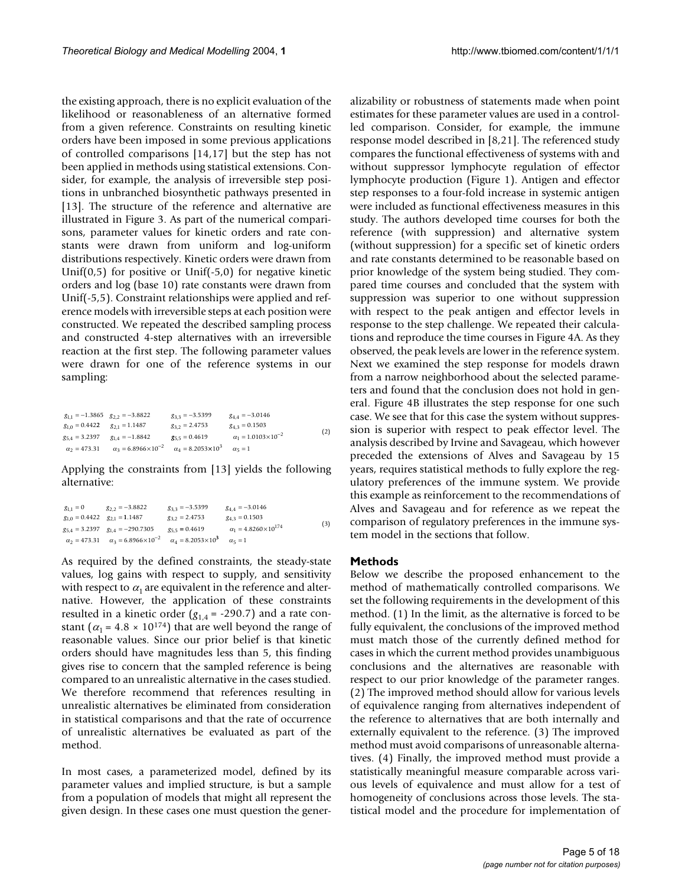the existing approach, there is no explicit evaluation of the likelihood or reasonableness of an alternative formed from a given reference. Constraints on resulting kinetic orders have been imposed in some previous applications of controlled comparisons [14,17] but the step has not been applied in methods using statistical extensions. Consider, for example, the analysis of irreversible step positions in unbranched biosynthetic pathways presented in [13]. The structure of the reference and alternative are illustrated in Figure 3. As part of the numerical comparisons, parameter values for kinetic orders and rate constants were drawn from uniform and log-uniform distributions respectively. Kinetic orders were drawn from Unif(0,5) for positive or Unif(-5,0) for negative kinetic orders and log (base 10) rate constants were drawn from Unif(-5,5). Constraint relationships were applied and reference models with irreversible steps at each position were constructed. We repeated the described sampling process and constructed 4-step alternatives with an irreversible reaction at the first step. The following parameter values were drawn for one of the reference systems in our sampling:

$$
\begin{array}{llll}
g_{1,1} = -1.3865 & g_{2,2} = -3.8822 & g_{3,3} = -3.5399 & g_{4,4} = -3.0146 \\
g_{1,0} = 0.4422 & g_{2,1} = 1.1487 & g_{3,2} = 2.4753 & g_{4,3} = 0.1503 \\
g_{5,4} = 3.2397 & g_{1,4} = -1.8842 & g_{5,5} = 0.4619 & \alpha_1 = 1.0103\times10^{-2} \\
\alpha_2 = 473.31 & \alpha_3 = 6.8966\times10^{-2} & \alpha_4 = 8.2053\times10^{3} & \alpha_5 = 1
\end{array}
\quad (2)
$$

Applying the constraints from [13] yields the following alternative:

$$
\begin{array}{llll}
g_{1,1} = 0 & g_{2,2} = -3.8822 & g_{3,3} = -3.5399 & g_{4,4} = -3.0146 \\
g_{1,0} = 0.4422 & g_{2,1} = 1.1487 & g_{3,2} = 2.4753 & g_{4,3} = 0.1503 \\
g_{5,4} = 3.2397 & g_{1,4} = -290.7305 & g_{5,5} = 0.4619 & \alpha_1 = 4.8260\times10^{174} \\
\alpha_2 = 473.31 & \alpha_3 = 6.8966\times10^{-2} & \alpha_4 = 8.2053\times10^{3} & \alpha_5 = 1
\end{array}
\quad (3)
$$

As required by the defined constraints, the steady-state values, log gains with respect to supply, and sensitivity with respect to $\alpha_1$ are equivalent in the reference and alternative. However, the application of these constraints resulted in a kinetic order ($g_{1,4}$ = -290.7) and a rate constant ($\alpha_1 = 4.8 \times 10^{174}$) that are well beyond the range of reasonable values. Since our prior belief is that kinetic orders should have magnitudes less than 5, this finding gives rise to concern that the sampled reference is being compared to an unrealistic alternative in the cases studied. We therefore recommend that references resulting in unrealistic alternatives be eliminated from consideration in statistical comparisons and that the rate of occurrence of unrealistic alternatives be evaluated as part of the method.

In most cases, a parameterized model, defined by its parameter values and implied structure, is but a sample from a population of models that might all represent the given design. In these cases one must question the generalizability or robustness of statements made when point estimates for these parameter values are used in a controlled comparison. Consider, for example, the immune response model described in [8,21]. The referenced study compares the functional effectiveness of systems with and without suppressor lymphocyte regulation of effector lymphocyte production (Figure 1). Antigen and effector step responses to a four-fold increase in systemic antigen were included as functional effectiveness measures in this study. The authors developed time courses for both the reference (with suppression) and alternative system (without suppression) for a specific set of kinetic orders and rate constants determined to be reasonable based on prior knowledge of the system being studied. They compared time courses and concluded that the system with suppression was superior to one without suppression with respect to the peak antigen and effector levels in response to the step challenge. We repeated their calculations and reproduce the time courses in Figure 4A. As they observed, the peak levels are lower in the reference system. Next we examined the step response for models drawn from a narrow neighborhood about the selected parameters and found that the conclusion does not hold in general. Figure 4B illustrates the step response for one such case. We see that for this case the system without suppression is superior with respect to peak effector level. The analysis described by Irvine and Savageau, which however preceded the extensions of Alves and Savageau by 15 years, requires statistical methods to fully explore the regulatory preferences of the immune system. We provide this example as reinforcement to the recommendations of Alves and Savageau and for reference as we repeat the comparison of regulatory preferences in the immune system model in the sections that follow.

## Methods

Below we describe the proposed enhancement to the method of mathematically controlled comparisons. We set the following requirements in the development of this method. (1) In the limit, as the alternative is forced to be fully equivalent, the conclusions of the improved method must match those of the currently defined method for cases in which the current method provides unambiguous conclusions and the alternatives are reasonable with respect to our prior knowledge of the parameter ranges. (2) The improved method should allow for various levels of equivalence ranging from alternatives independent of the reference to alternatives that are both internally and externally equivalent to the reference. (3) The improved method must avoid comparisons of unreasonable alternatives. (4) Finally, the improved method must provide a statistically meaningful measure comparable across various levels of equivalence and must allow for a test of homogeneity of conclusions across those levels. The statistical model and the procedure for implementation of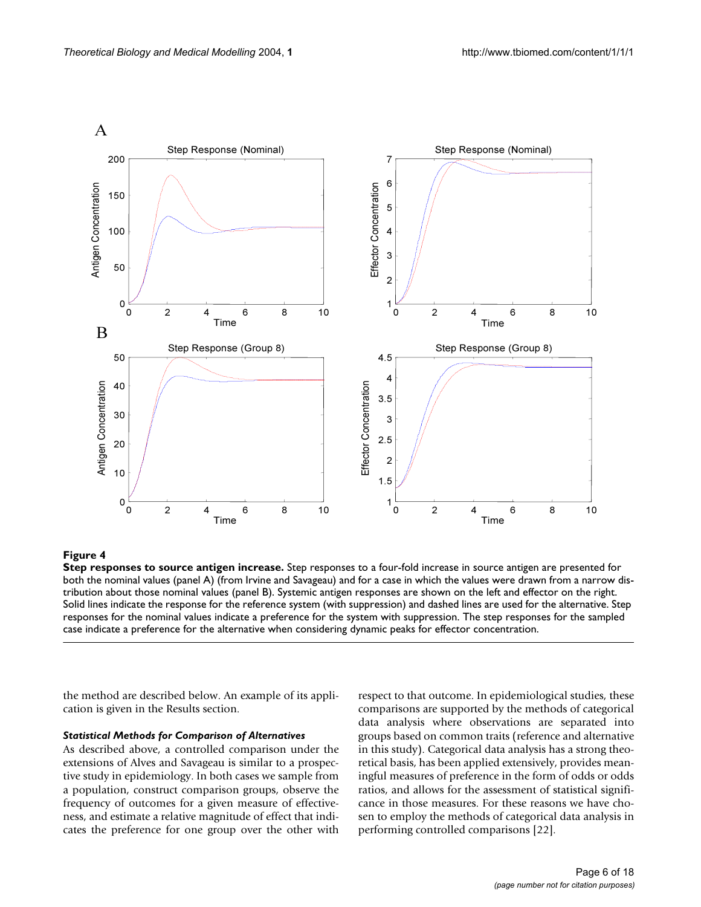**Figure 4**

**Step responses to source antigen increase.** Step responses to a four-fold increase in source antigen are presented for both the nominal values (panel A) (from Irvine and Savageau) and for a case in which the values were drawn from a narrow distribution about those nominal values (panel B). Systemic antigen responses are shown on the left and effector on the right. Solid lines indicate the response for the reference system (with suppression) and dashed lines are used for the alternative. Step responses for the nominal values indicate a preference for the system with suppression. The step responses for the sampled case indicate a preference for the alternative when considering dynamic peaks for effector concentration.

the method are described below. An example of its application is given in the Results section.

#### *Statistical Methods for Comparison of Alternatives*

As described above, a controlled comparison under the extensions of Alves and Savageau is similar to a prospective study in epidemiology. In both cases we sample from a population, construct comparison groups, observe the frequency of outcomes for a given measure of effectiveness, and estimate a relative magnitude of effect that indicates the preference for one group over the other with respect to that outcome. In epidemiological studies, these comparisons are supported by the methods of categorical data analysis where observations are separated into groups based on common traits (reference and alternative in this study). Categorical data analysis has a strong theoretical basis, has been applied extensively, provides meaningful measures of preference in the form of odds or odds ratios, and allows for the assessment of statistical significance in those measures. For these reasons we have chosen to employ the methods of categorical data analysis in performing controlled comparisons [22].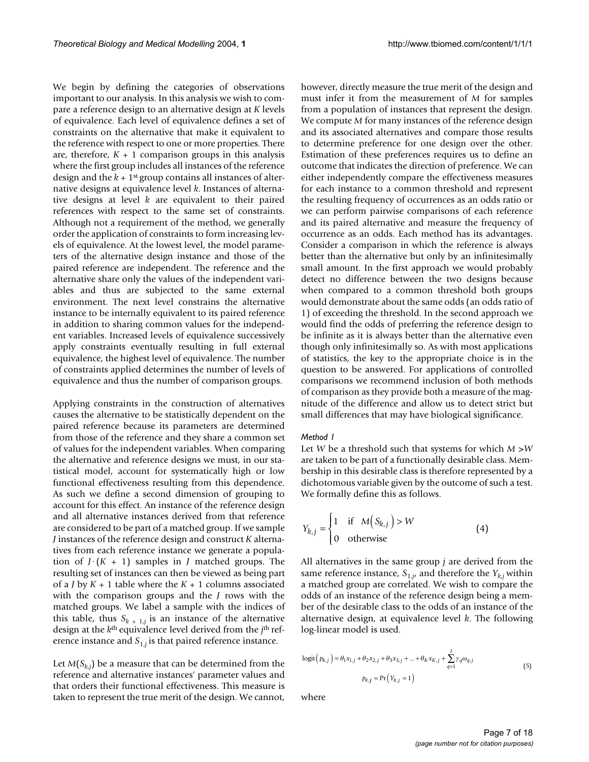We begin by defining the categories of observations important to our analysis. In this analysis we wish to compare a reference design to an alternative design at $K$ levels of equivalence. Each level of equivalence defines a set of constraints on the alternative that make it equivalent to the reference with respect to one or more properties. There are, therefore, $K + 1$ comparison groups in this analysis where the first group includes all instances of the reference design and the $k + 1^{st}$ group contains all instances of alternative designs at equivalence level $k$. Instances of alternative designs at level $k$ are equivalent to their paired references with respect to the same set of constraints. Although not a requirement of the method, we generally order the application of constraints to form increasing levels of equivalence. At the lowest level, the model parameters of the alternative design instance and those of the paired reference are independent. The reference and the alternative share only the values of the independent variables and thus are subjected to the same external environment. The next level constrains the alternative instance to be internally equivalent to its paired reference in addition to sharing common values for the independent variables. Increased levels of equivalence successively apply constraints eventually resulting in full external equivalence, the highest level of equivalence. The number of constraints applied determines the number of levels of equivalence and thus the number of comparison groups.

Applying constraints in the construction of alternatives causes the alternative to be statistically dependent on the paired reference because its parameters are determined from those of the reference and they share a common set of values for the independent variables. When comparing the alternative and reference designs we must, in our statistical model, account for systematically high or low functional effectiveness resulting from this dependence. As such we define a second dimension of grouping to account for this effect. An instance of the reference design and all alternative instances derived from that reference are considered to be part of a matched group. If we sample $J$ instances of the reference design and construct $K$ alternatives from each reference instance we generate a population of $J \cdot (K + 1)$ samples in $J$ matched groups. The resulting set of instances can then be viewed as being part of a $J$ by $K + 1$ table where the $K + 1$ columns associated with the comparison groups and the $J$ rows with the matched groups. We label a sample with the indices of this table, thus $S_{k+1,j}$ is an instance of the alternative design at the $k^{th}$ equivalence level derived from the $j^{th}$ reference instance and $S_{1,j}$ is that paired reference instance.

Let $M(S_{k,j})$ be a measure that can be determined from the reference and alternative instances' parameter values and that orders their functional effectiveness. This measure is taken to represent the true merit of the design. We cannot, however, directly measure the true merit of the design and must infer it from the measurement of $M$ for samples from a population of instances that represent the design. We compute $M$ for many instances of the reference design and its associated alternatives and compare those results to determine preference for one design over the other. Estimation of these preferences requires us to define an outcome that indicates the direction of preference. We can either independently compare the effectiveness measures for each instance to a common threshold and represent the resulting frequency of occurrences as an odds ratio or we can perform pairwise comparisons of each reference and its paired alternative and measure the frequency of occurrence as an odds. Each method has its advantages. Consider a comparison in which the reference is always better than the alternative but only by an infinitesimally small amount. In the first approach we would probably detect no difference between the two designs because when compared to a common threshold both groups would demonstrate about the same odds (an odds ratio of 1) of exceeding the threshold. In the second approach we would find the odds of preferring the reference design to be infinite as it is always better than the alternative even though only infinitesimally so. As with most applications of statistics, the key to the appropriate choice is in the question to be answered. For applications of controlled comparisons we recommend inclusion of both methods of comparison as they provide both a measure of the magnitude of the difference and allow us to detect strict but small differences that may have biological significance.

#### *Method 1*

Let $W$ be a threshold such that systems for which $M > W$ are taken to be part of a functionally desirable class. Membership in this desirable class is therefore represented by a dichotomous variable given by the outcome of such a test. We formally define this as follows.

$$Y_{k,j} = \begin{cases} 1 & \text{if } \; M\left(S_{k,j}\right) > W \\ 0 & \text{otherwise} \end{cases} \qquad (4)$$

All alternatives in the same group $j$ are derived from the same reference instance, $S_{1,j}$, and therefore the $Y_{k,j}$ within a matched group are correlated. We wish to compare the odds of an instance of the reference design being a member of the desirable class to the odds of an instance of the alternative design, at equivalence level $k$. The following log-linear model is used.

$$\begin{gathered} \operatorname{logit}\left(p_{k,j}\right) = \theta_1 x_{1,j} + \theta_2 x_{2,j} + \theta_3 x_{3,j} + \ldots + \theta_K x_{K,j} + \sum_{q=1}^{J} \gamma_q \omega_{q,j} \\ p_{k,j} = \Pr\left(Y_{k,j} = 1\right) \end{gathered} \qquad (5)$$

where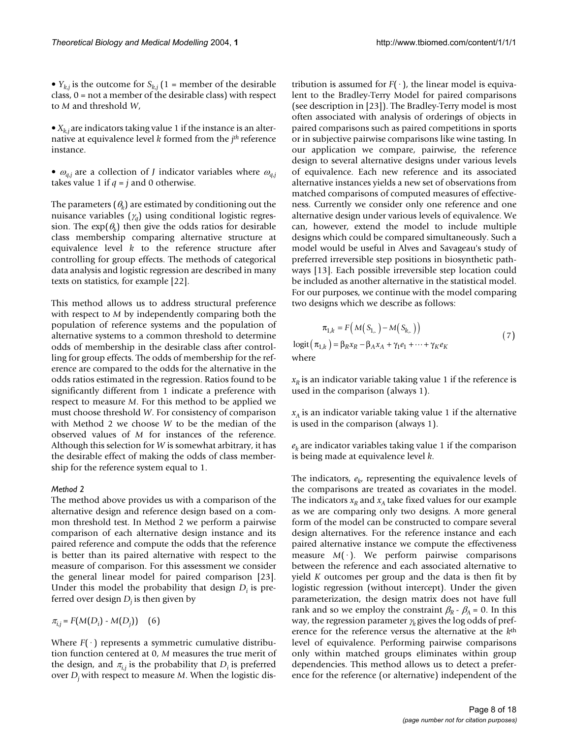- $Y_{k,j}$ is the outcome for $S_{k,j}$ (1 = member of the desirable class, 0 = not a member of the desirable class) with respect to $M$ and threshold $W$,

- $X_{k,j}$ are indicators taking value 1 if the instance is an alternative at equivalence level $k$ formed from the $j^{th}$ reference instance.

- $\omega_{q,j}$ are a collection of $J$ indicator variables where $\omega_{q,j}$ takes value 1 if $q = j$ and 0 otherwise.

The parameters ($\theta_k$) are estimated by conditioning out the nuisance variables ($\gamma_q$) using conditional logistic regression. The $\exp(\theta_k)$ then give the odds ratios for desirable class membership comparing alternative structure at equivalence level $k$ to the reference structure after controlling for group effects. The methods of categorical data analysis and logistic regression are described in many texts on statistics, for example [22].

This method allows us to address structural preference with respect to $M$ by independently comparing both the population of reference systems and the population of alternative systems to a common threshold to determine odds of membership in the desirable class after controlling for group effects. The odds of membership for the reference are compared to the odds for the alternative in the odds ratios estimated in the regression. Ratios found to be significantly different from 1 indicate a preference with respect to measure $M$. For this method to be applied we must choose threshold $W$. For consistency of comparison with Method 2 we choose $W$ to be the median of the observed values of $M$ for instances of the reference. Although this selection for $W$ is somewhat arbitrary, it has the desirable effect of making the odds of class membership for the reference system equal to 1.

### *Method 2*

The method above provides us with a comparison of the alternative design and reference design based on a common threshold test. In Method 2 we perform a pairwise comparison of each alternative design instance and its paired reference and compute the odds that the reference is better than its paired alternative with respect to the measure of comparison. For this assessment we consider the general linear model for paired comparison [23]. Under this model the probability that design $D_i$ is preferred over design $D_j$ is then given by

$$\pi_{i,j} = F(M(D_i) - M(D_j)) \quad (6)$$

Where $F(\cdot)$ represents a symmetric cumulative distribution function centered at 0, $M$ measures the true merit of the design, and $\pi_{i,j}$ is the probability that $D_i$ is preferred over $D_j$ with respect to measure $M$. When the logistic distribution is assumed for $F(\cdot)$, the linear model is equivalent to the Bradley-Terry Model for paired comparisons (see description in [23]). The Bradley-Terry model is most often associated with analysis of orderings of objects in paired comparisons such as paired competitions in sports or in subjective pairwise comparisons like wine tasting. In our application we compare, pairwise, the reference design to several alternative designs under various levels of equivalence. Each new reference and its associated alternative instances yields a new set of observations from matched comparisons of computed measures of effectiveness. Currently we consider only one reference and one alternative design under various levels of equivalence. We can, however, extend the model to include multiple designs which could be compared simultaneously. Such a model would be useful in Alves and Savageau's study of preferred irreversible step positions in biosynthetic pathways [13]. Each possible irreversible step location could be included as another alternative in the statistical model. For our purposes, we continue with the model comparing two designs which we describe as follows:

$$\begin{aligned} \pi_{1,k} &= F\left(M\left(S_{1,\cdot}\right) - M\left(S_{k,\cdot}\right)\right) \\ \operatorname{logit}\left(\pi_{1,k}\right) &= \beta_R x_R - \beta_A x_A + \gamma_1 e_1 + \cdots + \gamma_K e_K \end{aligned} \quad (7)$$

where

$x_R$ is an indicator variable taking value 1 if the reference is used in the comparison (always 1).

$x_A$ is an indicator variable taking value 1 if the alternative is used in the comparison (always 1).

$e_k$ are indicator variables taking value 1 if the comparison is being made at equivalence level $k$.

The indicators, $e_k$, representing the equivalence levels of the comparisons are treated as covariates in the model. The indicators $x_R$ and $x_A$ take fixed values for our example as we are comparing only two designs. A more general form of the model can be constructed to compare several design alternatives. For the reference instance and each paired alternative instance we compute the effectiveness measure $M(\cdot)$. We perform pairwise comparisons between the reference and each associated alternative to yield $K$ outcomes per group and the data is then fit by logistic regression (without intercept). Under the given parameterization, the design matrix does not have full rank and so we employ the constraint $\beta_R - \beta_A = 0$. In this way, the regression parameter $\gamma_k$ gives the log odds of preference for the reference versus the alternative at the $k^{\text{th}}$ level of equivalence. Performing pairwise comparisons only within matched groups eliminates within group dependencies. This method allows us to detect a preference for the reference (or alternative) independent of the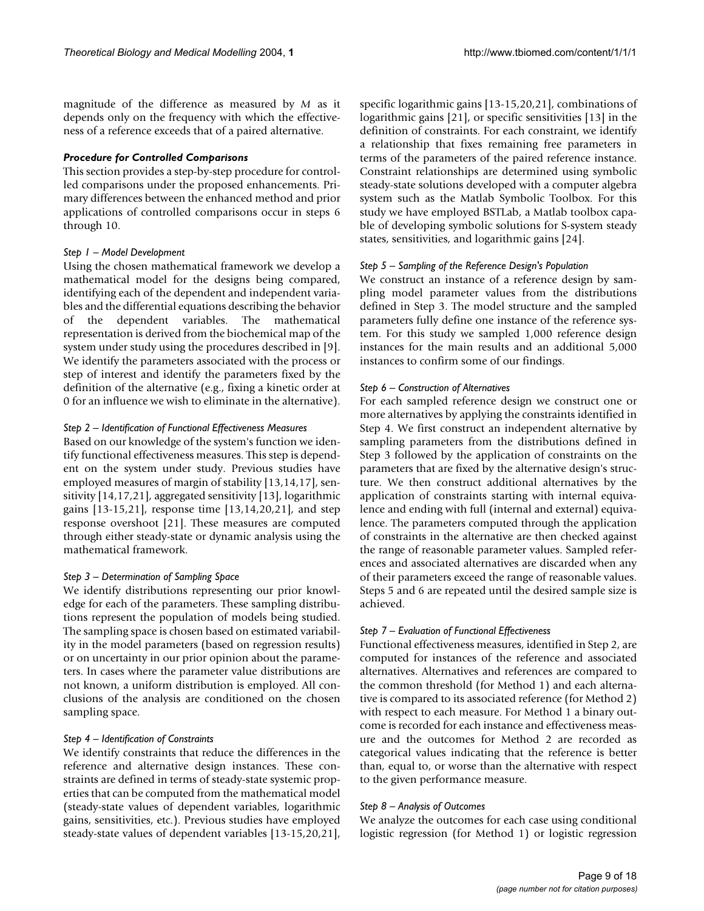magnitude of the difference as measured by $M$ as it depends only on the frequency with which the effectiveness of a reference exceeds that of a paired alternative.

### *Procedure for Controlled Comparisons*

This section provides a step-by-step procedure for controlled comparisons under the proposed enhancements. Primary differences between the enhanced method and prior applications of controlled comparisons occur in steps 6 through 10.

#### *Step 1 – Model Development*

Using the chosen mathematical framework we develop a mathematical model for the designs being compared, identifying each of the dependent and independent variables and the differential equations describing the behavior of the dependent variables. The mathematical representation is derived from the biochemical map of the system under study using the procedures described in [9]. We identify the parameters associated with the process or step of interest and identify the parameters fixed by the definition of the alternative (e.g., fixing a kinetic order at 0 for an influence we wish to eliminate in the alternative).

#### *Step 2 – Identification of Functional Effectiveness Measures*

Based on our knowledge of the system's function we identify functional effectiveness measures. This step is dependent on the system under study. Previous studies have employed measures of margin of stability [13,14,17], sensitivity [14,17,21], aggregated sensitivity [13], logarithmic gains [13-15,21], response time [13,14,20,21], and step response overshoot [21]. These measures are computed through either steady-state or dynamic analysis using the mathematical framework.

#### *Step 3 – Determination of Sampling Space*

We identify distributions representing our prior knowledge for each of the parameters. These sampling distributions represent the population of models being studied. The sampling space is chosen based on estimated variability in the model parameters (based on regression results) or on uncertainty in our prior opinion about the parameters. In cases where the parameter value distributions are not known, a uniform distribution is employed. All conclusions of the analysis are conditioned on the chosen sampling space.

#### *Step 4 – Identification of Constraints*

We identify constraints that reduce the differences in the reference and alternative design instances. These constraints are defined in terms of steady-state systemic properties that can be computed from the mathematical model (steady-state values of dependent variables, logarithmic gains, sensitivities, etc.). Previous studies have employed steady-state values of dependent variables [13-15,20,21], specific logarithmic gains [13-15,20,21], combinations of logarithmic gains [21], or specific sensitivities [13] in the definition of constraints. For each constraint, we identify a relationship that fixes remaining free parameters in terms of the parameters of the paired reference instance. Constraint relationships are determined using symbolic steady-state solutions developed with a computer algebra system such as the Matlab Symbolic Toolbox. For this study we have employed BSTLab, a Matlab toolbox capable of developing symbolic solutions for S-system steady states, sensitivities, and logarithmic gains [24].

#### *Step 5 – Sampling of the Reference Design's Population*

We construct an instance of a reference design by sampling model parameter values from the distributions defined in Step 3. The model structure and the sampled parameters fully define one instance of the reference system. For this study we sampled 1,000 reference design instances for the main results and an additional 5,000 instances to confirm some of our findings.

#### *Step 6 – Construction of Alternatives*

For each sampled reference design we construct one or more alternatives by applying the constraints identified in Step 4. We first construct an independent alternative by sampling parameters from the distributions defined in Step 3 followed by the application of constraints on the parameters that are fixed by the alternative design's structure. We then construct additional alternatives by the application of constraints starting with internal equivalence and ending with full (internal and external) equivalence. The parameters computed through the application of constraints in the alternative are then checked against the range of reasonable parameter values. Sampled references and associated alternatives are discarded when any of their parameters exceed the range of reasonable values. Steps 5 and 6 are repeated until the desired sample size is achieved.

#### *Step 7 – Evaluation of Functional Effectiveness*

Functional effectiveness measures, identified in Step 2, are computed for instances of the reference and associated alternatives. Alternatives and references are compared to the common threshold (for Method 1) and each alternative is compared to its associated reference (for Method 2) with respect to each measure. For Method 1 a binary outcome is recorded for each instance and effectiveness measure and the outcomes for Method 2 are recorded as categorical values indicating that the reference is better than, equal to, or worse than the alternative with respect to the given performance measure.

#### *Step 8 – Analysis of Outcomes*

We analyze the outcomes for each case using conditional logistic regression (for Method 1) or logistic regression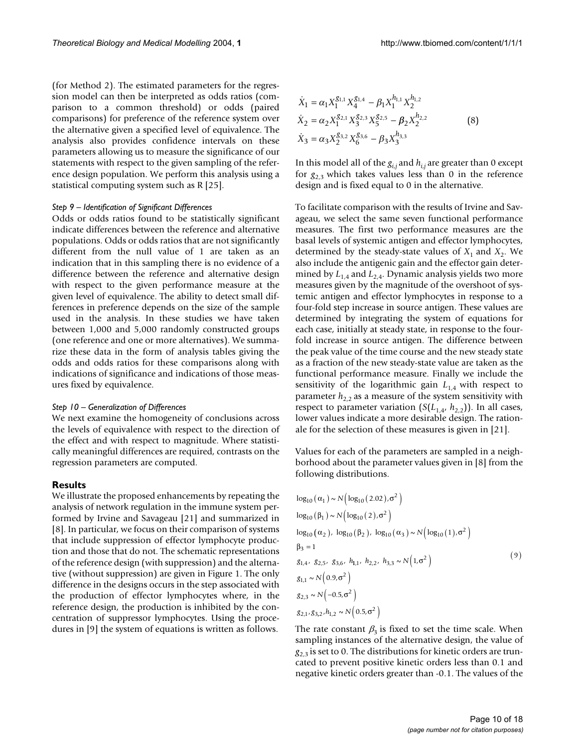(for Method 2). The estimated parameters for the regression model can then be interpreted as odds ratios (comparison to a common threshold) or odds (paired comparisons) for preference of the reference system over the alternative given a specified level of equivalence. The analysis also provides confidence intervals on these parameters allowing us to measure the significance of our statements with respect to the given sampling of the reference design population. We perform this analysis using a statistical computing system such as R [25].

*Step 9 – Identification of Significant Differences*

Odds or odds ratios found to be statistically significant indicate differences between the reference and alternative populations. Odds or odds ratios that are not significantly different from the null value of 1 are taken as an indication that in this sampling there is no evidence of a difference between the reference and alternative design with respect to the given performance measure at the given level of equivalence. The ability to detect small differences in preference depends on the size of the sample used in the analysis. In these studies we have taken between 1,000 and 5,000 randomly constructed groups (one reference and one or more alternatives). We summarize these data in the form of analysis tables giving the odds and odds ratios for these comparisons along with indications of significance and indications of those measures fixed by equivalence.

*Step 10 – Generalization of Differences*

We next examine the homogeneity of conclusions across the levels of equivalence with respect to the direction of the effect and with respect to magnitude. Where statistically meaningful differences are required, contrasts on the regression parameters are computed.

## Results

We illustrate the proposed enhancements by repeating the analysis of network regulation in the immune system performed by Irvine and Savageau [21] and summarized in [8]. In particular, we focus on their comparison of systems that include suppression of effector lymphocyte production and those that do not. The schematic representations of the reference design (with suppression) and the alternative (without suppression) are given in Figure 1. The only difference in the designs occurs in the step associated with the production of effector lymphocytes where, in the reference design, the production is inhibited by the concentration of suppressor lymphocytes. Using the procedures in [9] the system of equations is written as follows.

$$
\begin{aligned}
\dot{X}_1 &= \alpha_1 X_1^{g_{1,1}} X_4^{g_{1,4}} - \beta_1 X_1^{h_{1,1}} X_2^{h_{1,2}} \\
\dot{X}_2 &= \alpha_2 X_1^{g_{2,1}} X_3^{g_{2,3}} X_5^{g_{2,5}} - \beta_2 X_2^{h_{2,2}} \\
\dot{X}_3 &= \alpha_3 X_2^{g_{3,2}} X_6^{g_{3,6}} - \beta_3 X_3^{h_{3,3}}
\end{aligned}
\quad (8)
$$

In this model all of the $g_{i,j}$ and $h_{i,j}$ are greater than 0 except for $g_{2,3}$ which takes values less than 0 in the reference design and is fixed equal to 0 in the alternative.

To facilitate comparison with the results of Irvine and Savageau, we select the same seven functional performance measures. The first two performance measures are the basal levels of systemic antigen and effector lymphocytes, determined by the steady-state values of $X_1$ and $X_2$. We also include the antigenic gain and the effector gain determined by $L_{1,4}$ and $L_{2,4}$. Dynamic analysis yields two more measures given by the magnitude of the overshoot of systemic antigen and effector lymphocytes in response to a four-fold step increase in source antigen. These values are determined by integrating the system of equations for each case, initially at steady state, in response to the four-fold increase in source antigen. The difference between the peak value of the time course and the new steady state as a fraction of the new steady-state value are taken as the functional performance measure. Finally we include the sensitivity of the logarithmic gain $L_{1,4}$ with respect to parameter $h_{2,2}$ as a measure of the system sensitivity with respect to parameter variation ($S(L_{1,4}, h_{2,2})$). In all cases, lower values indicate a more desirable design. The rationale for the selection of these measures is given in [21].

Values for each of the parameters are sampled in a neighborhood about the parameter values given in [8] from the following distributions.

$$
\begin{aligned}
&\log_{10}(\alpha_1) \sim N\left(\log_{10}(2.02), \sigma^2\right) \\
&\log_{10}(\beta_1) \sim N\left(\log_{10}(2), \sigma^2\right) \\
&\log_{10}(\alpha_2),\ \log_{10}(\beta_2),\ \log_{10}(\alpha_3) \sim N\left(\log_{10}(1), \sigma^2\right) \\
&\beta_3 = 1 \\
&g_{1,4},\ g_{2,5},\ g_{3,6},\ h_{1,1},\ h_{2,2},\ h_{3,3} \sim N\left(1, \sigma^2\right) \\
&g_{1,1} \sim N\left(0.9, \sigma^2\right) \\
&g_{2,3} \sim N\left(-0.5, \sigma^2\right) \\
&g_{2,1}, g_{3,2}, h_{1,2} \sim N\left(0.5, \sigma^2\right)
\end{aligned}
\quad (9)
$$

The rate constant $\beta_3$ is fixed to set the time scale. When sampling instances of the alternative design, the value of $g_{2,3}$ is set to 0. The distributions for kinetic orders are truncated to prevent positive kinetic orders less than 0.1 and negative kinetic orders greater than -0.1. The values of the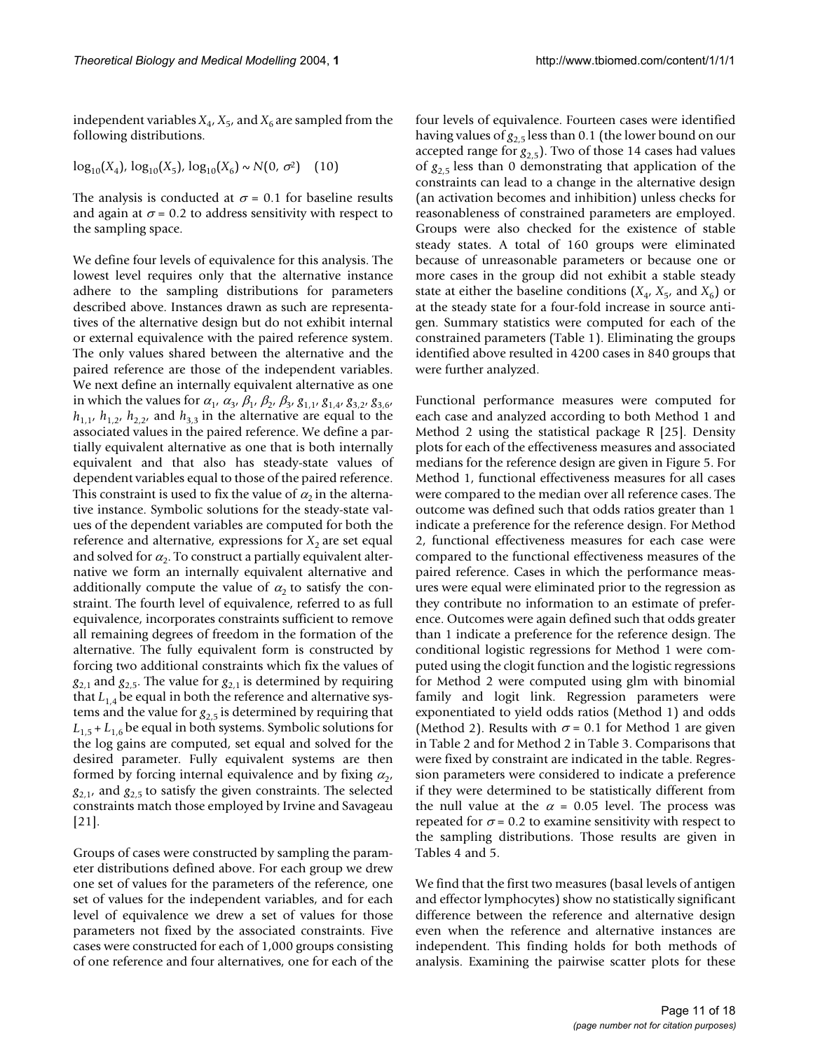independent variables $X_4$, $X_5$, and $X_6$ are sampled from the following distributions.

$$\log_{10}(X_4),\ \log_{10}(X_5),\ \log_{10}(X_6) \sim N(0, \sigma^2) \quad (10)$$

The analysis is conducted at $\sigma = 0.1$ for baseline results and again at $\sigma = 0.2$ to address sensitivity with respect to the sampling space.

We define four levels of equivalence for this analysis. The lowest level requires only that the alternative instance adhere to the sampling distributions for parameters described above. Instances drawn as such are representatives of the alternative design but do not exhibit internal or external equivalence with the paired reference system. The only values shared between the alternative and the paired reference are those of the independent variables. We next define an internally equivalent alternative as one in which the values for $\alpha_1$, $\alpha_3$, $\beta_1$, $\beta_2$, $\beta_3$, $g_{1,1}$, $g_{1,4}$, $g_{3,2}$, $g_{3,6}$, $h_{1,1}$, $h_{1,2}$, $h_{2,2}$, and $h_{3,3}$ in the alternative are equal to the associated values in the paired reference. We define a partially equivalent alternative as one that is both internally equivalent and that also has steady-state values of dependent variables equal to those of the paired reference. This constraint is used to fix the value of $\alpha_2$ in the alternative instance. Symbolic solutions for the steady-state values of the dependent variables are computed for both the reference and alternative, expressions for $X_2$ are set equal and solved for $\alpha_2$. To construct a partially equivalent alternative we form an internally equivalent alternative and additionally compute the value of $\alpha_2$ to satisfy the constraint. The fourth level of equivalence, referred to as full equivalence, incorporates constraints sufficient to remove all remaining degrees of freedom in the formation of the alternative. The fully equivalent form is constructed by forcing two additional constraints which fix the values of $g_{2,1}$ and $g_{2,5}$. The value for $g_{2,1}$ is determined by requiring that $L_{1,4}$ be equal in both the reference and alternative systems and the value for $g_{2,5}$ is determined by requiring that $L_{1,5} + L_{1,6}$ be equal in both systems. Symbolic solutions for the log gains are computed, set equal and solved for the desired parameter. Fully equivalent systems are then formed by forcing internal equivalence and by fixing $\alpha_2$, $g_{2,1}$, and $g_{2,5}$ to satisfy the given constraints. The selected constraints match those employed by Irvine and Savageau [21].

Groups of cases were constructed by sampling the parameter distributions defined above. For each group we drew one set of values for the parameters of the reference, one set of values for the independent variables, and for each level of equivalence we drew a set of values for those parameters not fixed by the associated constraints. Five cases were constructed for each of 1,000 groups consisting of one reference and four alternatives, one for each of the four levels of equivalence. Fourteen cases were identified having values of $g_{2,5}$ less than 0.1 (the lower bound on our accepted range for $g_{2,5}$). Two of those 14 cases had values of $g_{2,5}$ less than 0 demonstrating that application of the constraints can lead to a change in the alternative design (an activation becomes and inhibition) unless checks for reasonableness of constrained parameters are employed. Groups were also checked for the existence of stable steady states. A total of 160 groups were eliminated because of unreasonable parameters or because one or more cases in the group did not exhibit a stable steady state at either the baseline conditions ($X_4$, $X_5$, and $X_6$) or at the steady state for a four-fold increase in source antigen. Summary statistics were computed for each of the constrained parameters (Table 1). Eliminating the groups identified above resulted in 4200 cases in 840 groups that were further analyzed.

Functional performance measures were computed for each case and analyzed according to both Method 1 and Method 2 using the statistical package R [25]. Density plots for each of the effectiveness measures and associated medians for the reference design are given in Figure 5. For Method 1, functional effectiveness measures for all cases were compared to the median over all reference cases. The outcome was defined such that odds ratios greater than 1 indicate a preference for the reference design. For Method 2, functional effectiveness measures for each case were compared to the functional effectiveness measures of the paired reference. Cases in which the performance measures were equal were eliminated prior to the regression as they contribute no information to an estimate of preference. Outcomes were again defined such that odds greater than 1 indicate a preference for the reference design. The conditional logistic regressions for Method 1 were computed using the clogit function and the logistic regressions for Method 2 were computed using glm with binomial family and logit link. Regression parameters were exponentiated to yield odds ratios (Method 1) and odds (Method 2). Results with $\sigma = 0.1$ for Method 1 are given in Table 2 and for Method 2 in Table 3. Comparisons that were fixed by constraint are indicated in the table. Regression parameters were considered to indicate a preference if they were determined to be statistically different from the null value at the $\alpha = 0.05$ level. The process was repeated for $\sigma = 0.2$ to examine sensitivity with respect to the sampling distributions. Those results are given in Tables 4 and 5.

We find that the first two measures (basal levels of antigen and effector lymphocytes) show no statistically significant difference between the reference and alternative design even when the reference and alternative instances are independent. This finding holds for both methods of analysis. Examining the pairwise scatter plots for these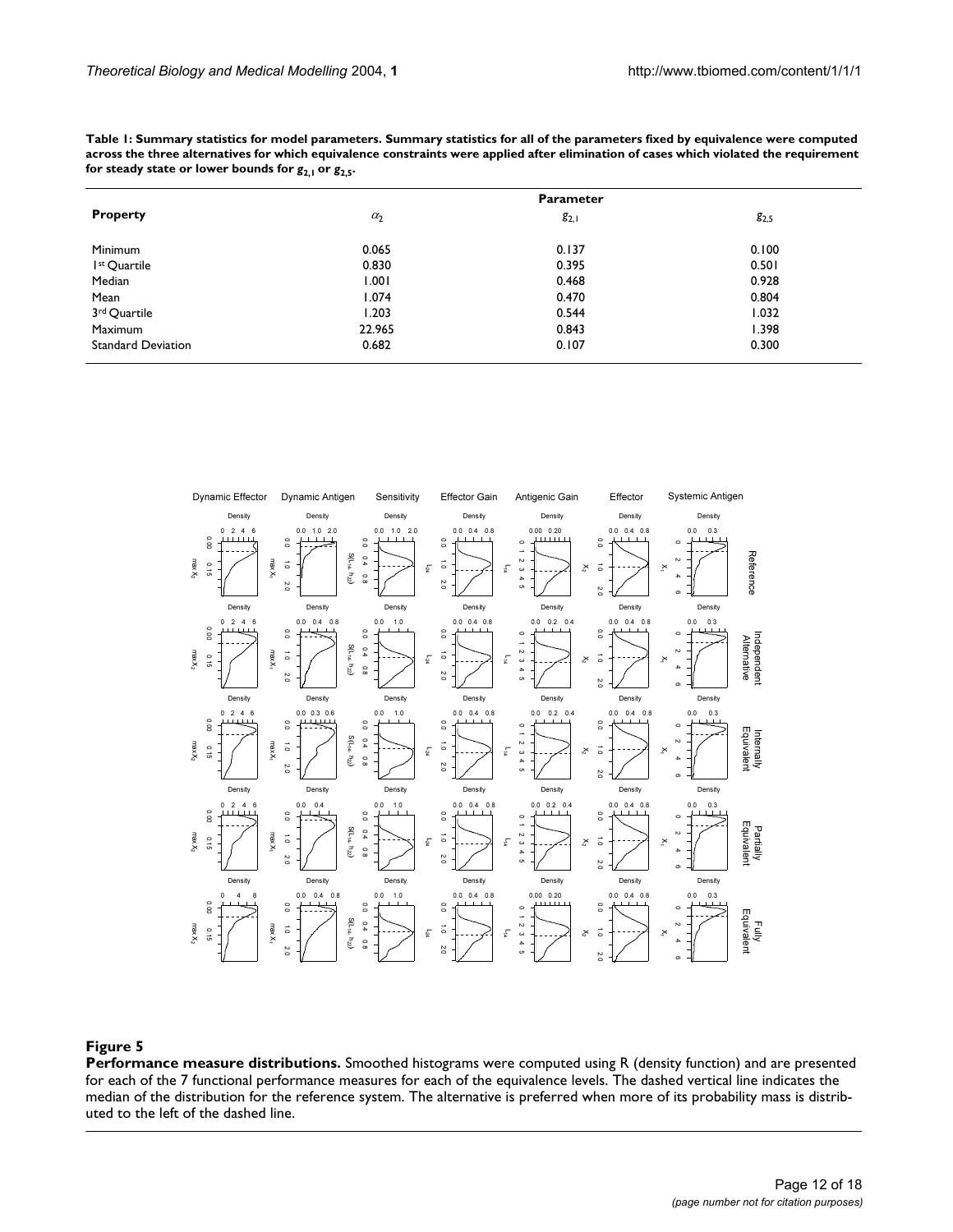**Table 1: Summary statistics for model parameters. Summary statistics for all of the parameters fixed by equivalence were computed across the three alternatives for which equivalence constraints were applied after elimination of cases which violated the requirement for steady state or lower bounds for $g_{2,1}$ or $g_{2,5}$.**

| Property | Parameter | | |
|---|---|---|---|
| | $\alpha_2$ | $g_{2,1}$ | $g_{2,5}$ |
| Minimum | 0.065 | 0.137 | 0.100 |
| 1st Quartile | 0.830 | 0.395 | 0.501 |
| Median | 1.001 | 0.468 | 0.928 |
| Mean | 1.074 | 0.470 | 0.804 |
| 3rd Quartile | 1.203 | 0.544 | 1.032 |
| Maximum | 22.965 | 0.843 | 1.398 |
| Standard Deviation | 0.682 | 0.107 | 0.300 |

**Figure 5**

**Performance measure distributions.** Smoothed histograms were computed using R (density function) and are presented for each of the 7 functional performance measures for each of the equivalence levels. The dashed vertical line indicates the median of the distribution for the reference system. The alternative is preferred when more of its probability mass is distributed to the left of the dashed line.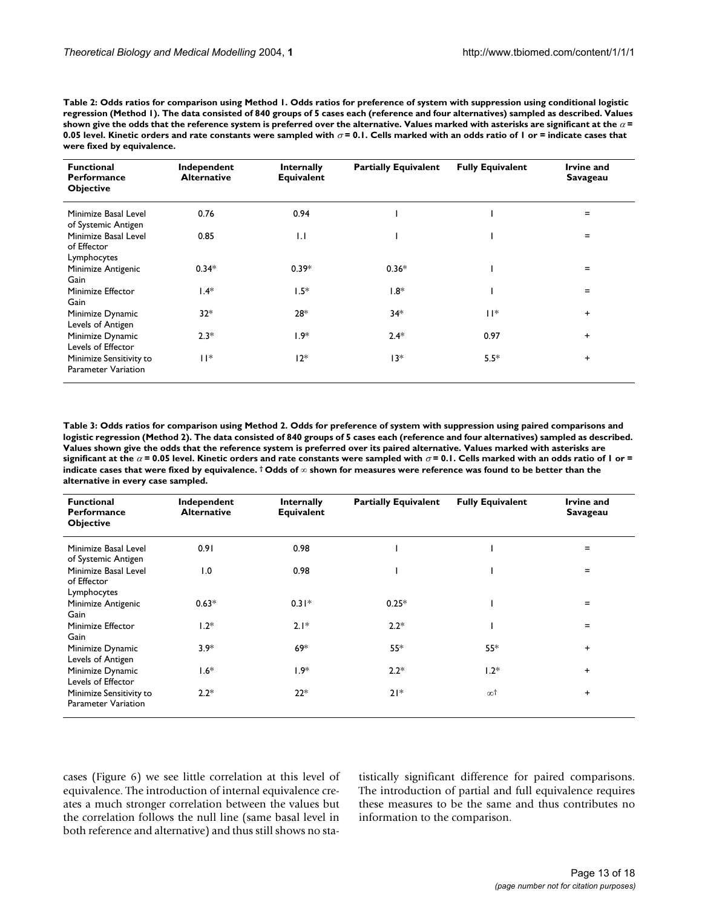**Table 2: Odds ratios for comparison using Method 1. Odds ratios for preference of system with suppression using conditional logistic regression (Method 1). The data consisted of 840 groups of 5 cases each (reference and four alternatives) sampled as described. Values shown give the odds that the reference system is preferred over the alternative. Values marked with asterisks are significant at the $\alpha$ = 0.05 level. Kinetic orders and rate constants were sampled with $\sigma$ = 0.1. Cells marked with an odds ratio of 1 or = indicate cases that were fixed by equivalence.**

| Functional Performance Objective | Independent Alternative | Internally Equivalent | Partially Equivalent | Fully Equivalent | Irvine and Savageau |
|---|---|---|---|---|---|
| Minimize Basal Level of Systemic Antigen | 0.76 | 0.94 | 1 | 1 | = |
| Minimize Basal Level of Effector Lymphocytes | 0.85 | 1.1 | 1 | 1 | = |
| Minimize Antigenic Gain | 0.34* | 0.39* | 0.36* | 1 | = |
| Minimize Effector Gain | 1.4* | 1.5* | 1.8* | 1 | = |
| Minimize Dynamic Levels of Antigen | 32* | 28* | 34* | 11* | + |
| Minimize Dynamic Levels of Effector | 2.3* | 1.9* | 2.4* | 0.97 | + |
| Minimize Sensitivity to Parameter Variation | 11* | 12* | 13* | 5.5* | + |

**Table 3: Odds ratios for comparison using Method 2. Odds for preference of system with suppression using paired comparisons and logistic regression (Method 2). The data consisted of 840 groups of 5 cases each (reference and four alternatives) sampled as described. Values shown give the odds that the reference system is preferred over its paired alternative. Values marked with asterisks are significant at the $\alpha$ = 0.05 level. Kinetic orders and rate constants were sampled with $\sigma$ = 0.1. Cells marked with an odds ratio of 1 or = indicate cases that were fixed by equivalence. † Odds of $\infty$ shown for measures were reference was found to be better than the alternative in every case sampled.**

| Functional Performance Objective | Independent Alternative | Internally Equivalent | Partially Equivalent | Fully Equivalent | Irvine and Savageau |
|---|---|---|---|---|---|
| Minimize Basal Level of Systemic Antigen | 0.91 | 0.98 | 1 | 1 | = |
| Minimize Basal Level of Effector Lymphocytes | 1.0 | 0.98 | 1 | 1 | = |
| Minimize Antigenic Gain | 0.63* | 0.31* | 0.25* | 1 | = |
| Minimize Effector Gain | 1.2* | 2.1* | 2.2* | 1 | = |
| Minimize Dynamic Levels of Antigen | 3.9* | 69* | 55* | 55* | + |
| Minimize Dynamic Levels of Effector | 1.6* | 1.9* | 2.2* | 1.2* | + |
| Minimize Sensitivity to Parameter Variation | 2.2* | 22* | 21* | $\infty$† | + |

cases (Figure 6) we see little correlation at this level of equivalence. The introduction of internal equivalence creates a much stronger correlation between the values but the correlation follows the null line (same basal level in both reference and alternative) and thus still shows no statistically significant difference for paired comparisons. The introduction of partial and full equivalence requires these measures to be the same and thus contributes no information to the comparison.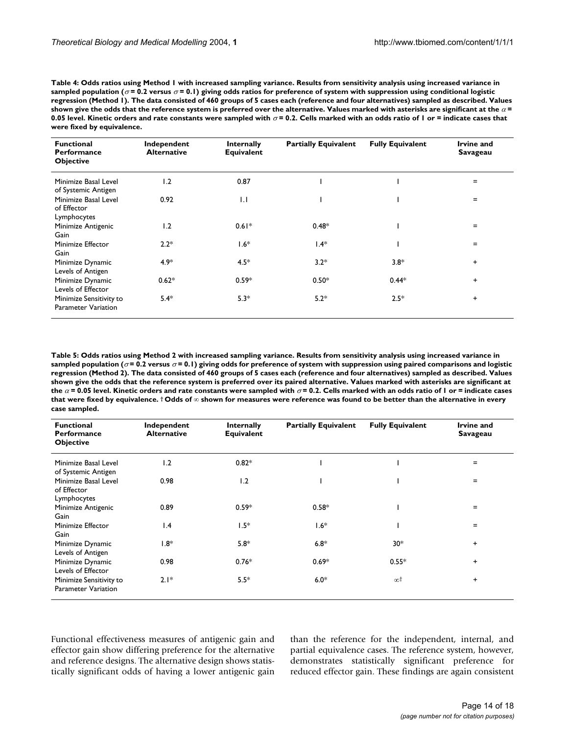**Table 4: Odds ratios using Method 1 with increased sampling variance. Results from sensitivity analysis using increased variance in sampled population ($\sigma$ = 0.2 versus $\sigma$ = 0.1) giving odds ratios for preference of system with suppression using conditional logistic regression (Method 1). The data consisted of 460 groups of 5 cases each (reference and four alternatives) sampled as described. Values shown give the odds that the reference system is preferred over the alternative. Values marked with asterisks are significant at the $\alpha$ = 0.05 level. Kinetic orders and rate constants were sampled with $\sigma$ = 0.2. Cells marked with an odds ratio of 1 or = indicate cases that were fixed by equivalence.**

| Functional Performance Objective | Independent Alternative | Internally Equivalent | Partially Equivalent | Fully Equivalent | Irvine and Savageau |
|---|---|---|---|---|---|
| Minimize Basal Level of Systemic Antigen | 1.2 | 0.87 | 1 | 1 | = |
| Minimize Basal Level of Effector Lymphocytes | 0.92 | 1.1 | 1 | 1 | = |
| Minimize Antigenic Gain | 1.2 | 0.61* | 0.48* | 1 | = |
| Minimize Effector Gain | 2.2* | 1.6* | 1.4* | 1 | = |
| Minimize Dynamic Levels of Antigen | 4.9* | 4.5* | 3.2* | 3.8* | + |
| Minimize Dynamic Levels of Effector | 0.62* | 0.59* | 0.50* | 0.44* | + |
| Minimize Sensitivity to Parameter Variation | 5.4* | 5.3* | 5.2* | 2.5* | + |

**Table 5: Odds ratios using Method 2 with increased sampling variance. Results from sensitivity analysis using increased variance in sampled population ($\sigma$ = 0.2 versus $\sigma$ = 0.1) giving odds for preference of system with suppression using paired comparisons and logistic regression (Method 2). The data consisted of 460 groups of 5 cases each (reference and four alternatives) sampled as described. Values shown give the odds that the reference system is preferred over its paired alternative. Values marked with asterisks are significant at the $\alpha$ = 0.05 level. Kinetic orders and rate constants were sampled with $\sigma$ = 0.2. Cells marked with an odds ratio of 1 or = indicate cases that were fixed by equivalence. † Odds of $\infty$ shown for measures were reference was found to be better than the alternative in every case sampled.**

| Functional Performance Objective | Independent Alternative | Internally Equivalent | Partially Equivalent | Fully Equivalent | Irvine and Savageau |
|---|---|---|---|---|---|
| Minimize Basal Level of Systemic Antigen | 1.2 | 0.82* | 1 | 1 | = |
| Minimize Basal Level of Effector Lymphocytes | 0.98 | 1.2 | 1 | 1 | = |
| Minimize Antigenic Gain | 0.89 | 0.59* | 0.58* | 1 | = |
| Minimize Effector Gain | 1.4 | 1.5* | 1.6* | 1 | = |
| Minimize Dynamic Levels of Antigen | 1.8* | 5.8* | 6.8* | 30* | + |
| Minimize Dynamic Levels of Effector | 0.98 | 0.76* | 0.69* | 0.55* | + |
| Minimize Sensitivity to Parameter Variation | 2.1* | 5.5* | 6.0* | $\infty$† | + |

Functional effectiveness measures of antigenic gain and effector gain show differing preference for the alternative and reference designs. The alternative design shows statistically significant odds of having a lower antigenic gain than the reference for the independent, internal, and partial equivalence cases. The reference system, however, demonstrates statistically significant preference for reduced effector gain. These findings are again consistent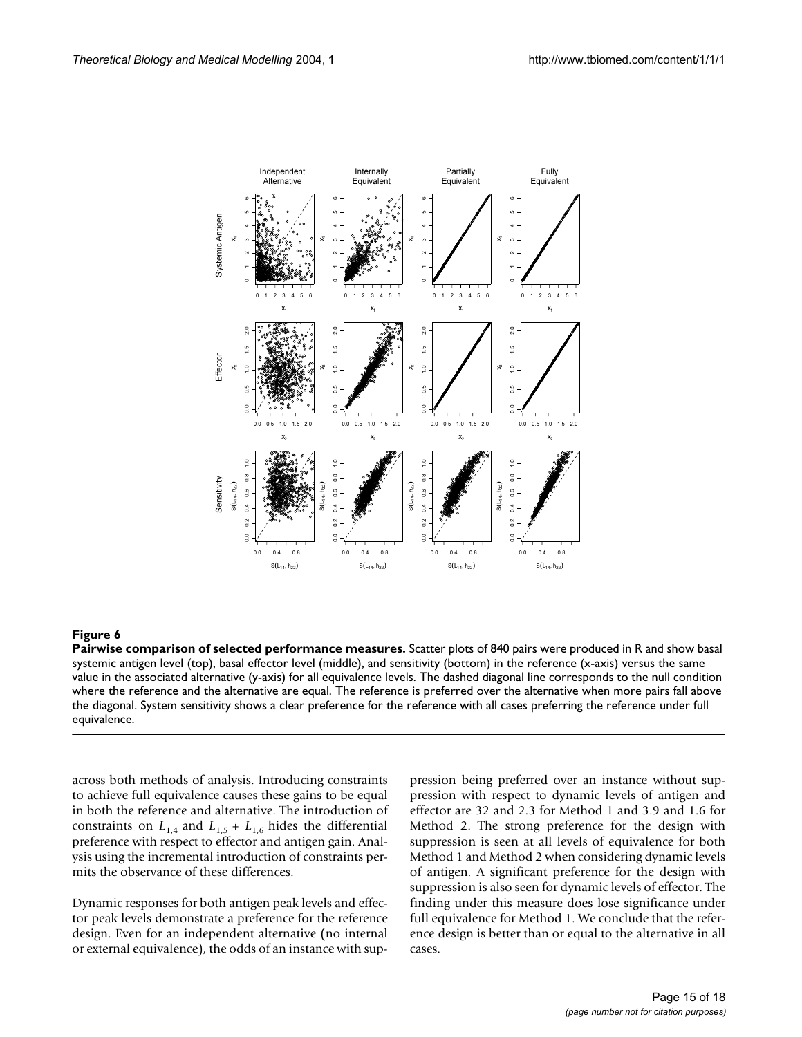**Figure 6**

**Pairwise comparison of selected performance measures.** Scatter plots of 840 pairs were produced in R and show basal systemic antigen level (top), basal effector level (middle), and sensitivity (bottom) in the reference (x-axis) versus the same value in the associated alternative (y-axis) for all equivalence levels. The dashed diagonal line corresponds to the null condition where the reference and the alternative are equal. The reference is preferred over the alternative when more pairs fall above the diagonal. System sensitivity shows a clear preference for the reference with all cases preferring the reference under full equivalence.

across both methods of analysis. Introducing constraints to achieve full equivalence causes these gains to be equal in both the reference and alternative. The introduction of constraints on $L_{1,4}$ and $L_{1,5} + L_{1,6}$ hides the differential preference with respect to effector and antigen gain. Analysis using the incremental introduction of constraints permits the observance of these differences.

Dynamic responses for both antigen peak levels and effector peak levels demonstrate a preference for the reference design. Even for an independent alternative (no internal or external equivalence), the odds of an instance with suppression being preferred over an instance without suppression with respect to dynamic levels of antigen and effector are 32 and 2.3 for Method 1 and 3.9 and 1.6 for Method 2. The strong preference for the design with suppression is seen at all levels of equivalence for both Method 1 and Method 2 when considering dynamic levels of antigen. A significant preference for the design with suppression is also seen for dynamic levels of effector. The finding under this measure does lose significance under full equivalence for Method 1. We conclude that the reference design is better than or equal to the alternative in all cases.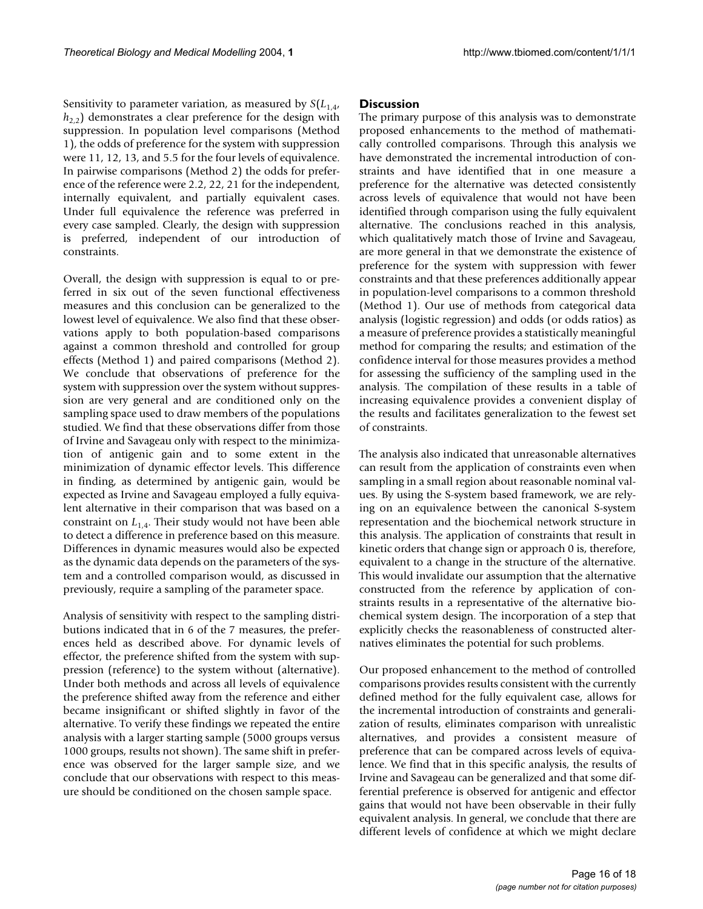Sensitivity to parameter variation, as measured by $S(L_{1,4}, h_{2,2})$ demonstrates a clear preference for the design with suppression. In population level comparisons (Method 1), the odds of preference for the system with suppression were 11, 12, 13, and 5.5 for the four levels of equivalence. In pairwise comparisons (Method 2) the odds for preference of the reference were 2.2, 22, 21 for the independent, internally equivalent, and partially equivalent cases. Under full equivalence the reference was preferred in every case sampled. Clearly, the design with suppression is preferred, independent of our introduction of constraints.

Overall, the design with suppression is equal to or preferred in six out of the seven functional effectiveness measures and this conclusion can be generalized to the lowest level of equivalence. We also find that these observations apply to both population-based comparisons against a common threshold and controlled for group effects (Method 1) and paired comparisons (Method 2). We conclude that observations of preference for the system with suppression over the system without suppression are very general and are conditioned only on the sampling space used to draw members of the populations studied. We find that these observations differ from those of Irvine and Savageau only with respect to the minimization of antigenic gain and to some extent in the minimization of dynamic effector levels. This difference in finding, as determined by antigenic gain, would be expected as Irvine and Savageau employed a fully equivalent alternative in their comparison that was based on a constraint on $L_{1,4}$. Their study would not have been able to detect a difference in preference based on this measure. Differences in dynamic measures would also be expected as the dynamic data depends on the parameters of the system and a controlled comparison would, as discussed in previously, require a sampling of the parameter space.

Analysis of sensitivity with respect to the sampling distributions indicated that in 6 of the 7 measures, the preferences held as described above. For dynamic levels of effector, the preference shifted from the system with suppression (reference) to the system without (alternative). Under both methods and across all levels of equivalence the preference shifted away from the reference and either became insignificant or shifted slightly in favor of the alternative. To verify these findings we repeated the entire analysis with a larger starting sample (5000 groups versus 1000 groups, results not shown). The same shift in preference was observed for the larger sample size, and we conclude that our observations with respect to this measure should be conditioned on the chosen sample space.

## Discussion

The primary purpose of this analysis was to demonstrate proposed enhancements to the method of mathematically controlled comparisons. Through this analysis we have demonstrated the incremental introduction of constraints and have identified that in one measure a preference for the alternative was detected consistently across levels of equivalence that would not have been identified through comparison using the fully equivalent alternative. The conclusions reached in this analysis, which qualitatively match those of Irvine and Savageau, are more general in that we demonstrate the existence of preference for the system with suppression with fewer constraints and that these preferences additionally appear in population-level comparisons to a common threshold (Method 1). Our use of methods from categorical data analysis (logistic regression) and odds (or odds ratios) as a measure of preference provides a statistically meaningful method for comparing the results; and estimation of the confidence interval for those measures provides a method for assessing the sufficiency of the sampling used in the analysis. The compilation of these results in a table of increasing equivalence provides a convenient display of the results and facilitates generalization to the fewest set of constraints.

The analysis also indicated that unreasonable alternatives can result from the application of constraints even when sampling in a small region about reasonable nominal values. By using the S-system based framework, we are relying on an equivalence between the canonical S-system representation and the biochemical network structure in this analysis. The application of constraints that result in kinetic orders that change sign or approach 0 is, therefore, equivalent to a change in the structure of the alternative. This would invalidate our assumption that the alternative constructed from the reference by application of constraints results in a representative of the alternative biochemical system design. The incorporation of a step that explicitly checks the reasonableness of constructed alternatives eliminates the potential for such problems.

Our proposed enhancement to the method of controlled comparisons provides results consistent with the currently defined method for the fully equivalent case, allows for the incremental introduction of constraints and generalization of results, eliminates comparison with unrealistic alternatives, and provides a consistent measure of preference that can be compared across levels of equivalence. We find that in this specific analysis, the results of Irvine and Savageau can be generalized and that some differential preference is observed for antigenic and effector gains that would not have been observable in their fully equivalent analysis. In general, we conclude that there are different levels of confidence at which we might declare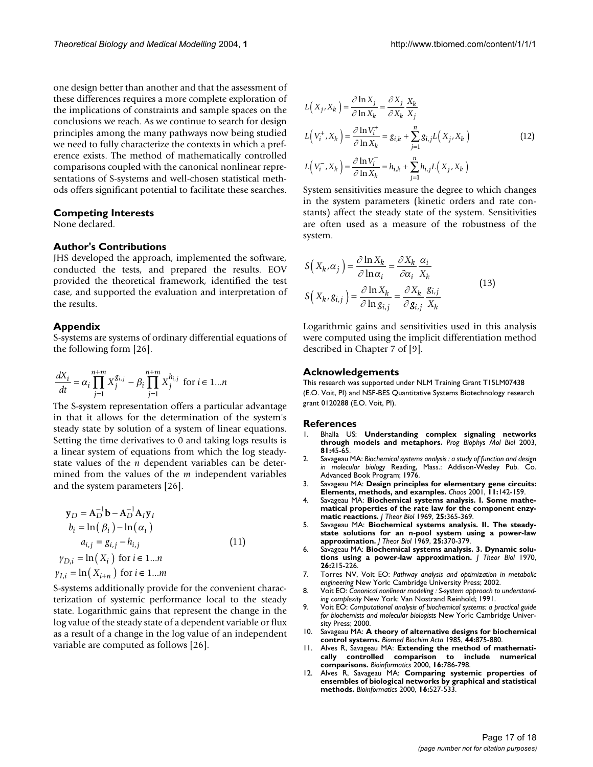one design better than another and that the assessment of these differences requires a more complete exploration of the implications of constraints and sample spaces on the conclusions we reach. As we continue to search for design principles among the many pathways now being studied we need to fully characterize the contexts in which a preference exists. The method of mathematically controlled comparisons coupled with the canonical nonlinear representations of S-systems and well-chosen statistical methods offers significant potential to facilitate these searches.

### Competing Interests

None declared.

### Author's Contributions

JHS developed the approach, implemented the software, conducted the tests, and prepared the results. EOV provided the theoretical framework, identified the test case, and supported the evaluation and interpretation of the results.

### Appendix

S-systems are systems of ordinary differential equations of the following form [26].

$$\frac{dX_i}{dt} = \alpha_i \prod_{j=1}^{n+m} X_j^{g_{i,j}} - \beta_i \prod_{j=1}^{n+m} X_j^{h_{i,j}} \text{ for } i \in 1...n$$

The S-system representation offers a particular advantage in that it allows for the determination of the system's steady state by solution of a system of linear equations. Setting the time derivatives to 0 and taking logs results is a linear system of equations from which the log steady-state values of the $n$ dependent variables can be determined from the values of the $m$ independent variables and the system parameters [26].

$$\begin{aligned}
\mathbf{y}_D &= \mathbf{A}_D^{-1}\mathbf{b} - \mathbf{A}_D^{-1}\mathbf{A}_I\mathbf{y}_I \\
b_i &= \ln(\beta_i) - \ln(\alpha_i) \\
a_{i,j} &= g_{i,j} - h_{i,j} \\
y_{D,i} &= \ln(X_i) \text{ for } i \in 1...n \\
y_{I,i} &= \ln(X_{i+n}) \text{ for } i \in 1...m
\end{aligned} \tag{11}$$

S-systems additionally provide for the convenient characterization of systemic performance local to the steady state. Logarithmic gains that represent the change in the log value of the steady state of a dependent variable or flux as a result of a change in the log value of an independent variable are computed as follows [26].

$$\begin{aligned}
L(X_j, X_k) &= \frac{\partial \ln X_j}{\partial \ln X_k} = \frac{\partial X_j}{\partial X_k}\frac{X_k}{X_j} \\
L(V_i^+, X_k) &= \frac{\partial \ln V_i^+}{\partial \ln X_k} = g_{i,k} + \sum_{j=1}^{n} g_{i,j} L(X_j, X_k) \\
L(V_i^-, X_k) &= \frac{\partial \ln V_i^-}{\partial \ln X_k} = h_{i,k} + \sum_{j=1}^{n} h_{i,j} L(X_j, X_k)
\end{aligned} \tag{12}$$

System sensitivities measure the degree to which changes in the system parameters (kinetic orders and rate constants) affect the steady state of the system. Sensitivities are often used as a measure of the robustness of the system.

$$\begin{aligned}
S(X_k, \alpha_j) &= \frac{\partial \ln X_k}{\partial \ln \alpha_i} = \frac{\partial X_k}{\partial \alpha_i}\frac{\alpha_i}{X_k} \\
S(X_k, g_{i,j}) &= \frac{\partial \ln X_k}{\partial \ln g_{i,j}} = \frac{\partial X_k}{\partial g_{i,j}}\frac{g_{i,j}}{X_k}
\end{aligned} \tag{13}$$

Logarithmic gains and sensitivities used in this analysis were computed using the implicit differentiation method described in Chapter 7 of [9].

### Acknowledgements

This research was supported under NLM Training Grant T15LM07438 (E.O. Voit, PI) and NSF-BES Quantitative Systems Biotechnology research grant 0120288 (E.O. Voit, PI).

### References

1. Bhalla US: **Understanding complex signaling networks through models and metaphors.** *Prog Biophys Mol Biol* 2003, **81:**45-65.
2. Savageau MA: *Biochemical systems analysis : a study of function and design in molecular biology* Reading, Mass.: Addison-Wesley Pub. Co. Advanced Book Program; 1976.
3. Savageau MA: **Design principles for elementary gene circuits: Elements, methods, and examples.** *Chaos* 2001, **11:**142-159.
4. Savageau MA: **Biochemical systems analysis. I. Some mathematical properties of the rate law for the component enzymatic reactions.** *J Theor Biol* 1969, **25:**365-369.
5. Savageau MA: **Biochemical systems analysis. II. The steady-state solutions for an n-pool system using a power-law approximation.** *J Theor Biol* 1969, **25:**370-379.
6. Savageau MA: **Biochemical systems analysis. 3. Dynamic solutions using a power-law approximation.** *J Theor Biol* 1970, **26:**215-226.
7. Torres NV, Voit EO: *Pathway analysis and optimization in metabolic engineering* New York: Cambridge University Press; 2002.
8. Voit EO: *Canonical nonlinear modeling : S-system approach to understanding complexity* New York: Van Nostrand Reinhold; 1991.
9. Voit EO: *Computational analysis of biochemical systems: a practical guide for biochemists and molecular biologists* New York: Cambridge University Press; 2000.
10. Savageau MA: **A theory of alternative designs for biochemical control systems.** *Biomed Biochim Acta* 1985, **44:**875-880.
11. Alves R, Savageau MA: **Extending the method of mathematically controlled comparison to include numerical comparisons.** *Bioinformatics* 2000, **16:**786-798.
12. Alves R, Savageau MA: **Comparing systemic properties of ensembles of biological networks by graphical and statistical methods.** *Bioinformatics* 2000, **16:**527-533.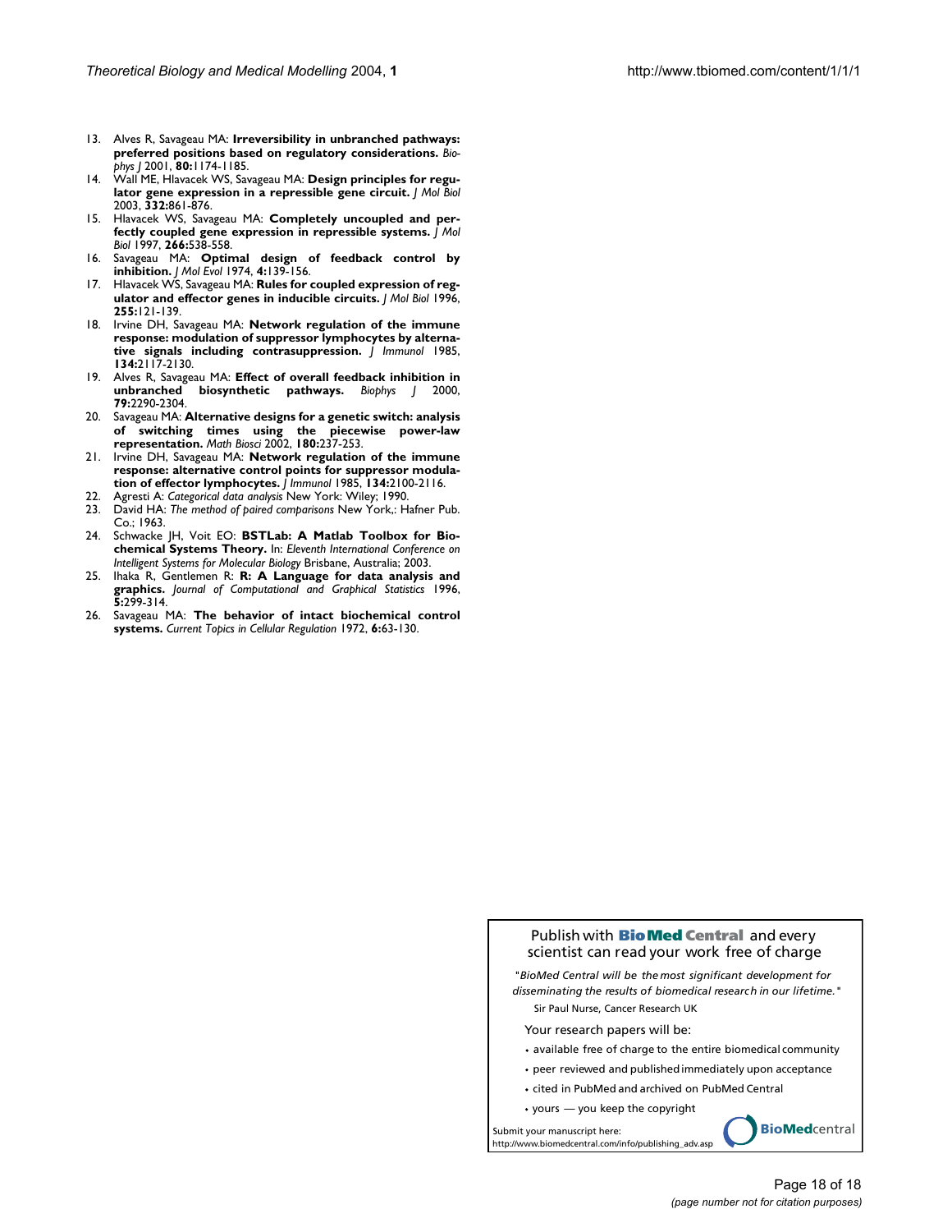13. Alves R, Savageau MA: **Irreversibility in unbranched pathways: preferred positions based on regulatory considerations.** *Biophys J* 2001, **80:**1174-1185.
14. Wall ME, Hlavacek WS, Savageau MA: **Design principles for regulator gene expression in a repressible gene circuit.** *J Mol Biol* 2003, **332:**861-876.
15. Hlavacek WS, Savageau MA: **Completely uncoupled and perfectly coupled gene expression in repressible systems.** *J Mol Biol* 1997, **266:**538-558.
16. Savageau MA: **Optimal design of feedback control by inhibition.** *J Mol Evol* 1974, **4:**139-156.
17. Hlavacek WS, Savageau MA: **Rules for coupled expression of regulator and effector genes in inducible circuits.** *J Mol Biol* 1996, **255:**121-139.
18. Irvine DH, Savageau MA: **Network regulation of the immune response: modulation of suppressor lymphocytes by alternative signals including contrasuppression.** *J Immunol* 1985, **134:**2117-2130.
19. Alves R, Savageau MA: **Effect of overall feedback inhibition in unbranched biosynthetic pathways.** *Biophys J* 2000, **79:**2290-2304.
20. Savageau MA: **Alternative designs for a genetic switch: analysis of switching times using the piecewise power-law representation.** *Math Biosci* 2002, **180:**237-253.
21. Irvine DH, Savageau MA: **Network regulation of the immune response: alternative control points for suppressor modulation of effector lymphocytes.** *J Immunol* 1985, **134:**2100-2116.
22. Agresti A: *Categorical data analysis* New York: Wiley; 1990.
23. David HA: *The method of paired comparisons* New York,: Hafner Pub. Co.; 1963.
24. Schwacke JH, Voit EO: **BSTLab: A Matlab Toolbox for Biochemical Systems Theory.** In: *Eleventh International Conference on Intelligent Systems for Molecular Biology* Brisbane, Australia; 2003.
25. Ihaka R, Gentlemen R: **R: A Language for data analysis and graphics.** *Journal of Computational and Graphical Statistics* 1996, **5:**299-314.
26. Savageau MA: **The behavior of intact biochemical control systems.** *Current Topics in Cellular Regulation* 1972, **6:**63-130.

Publish with **BioMed Central** and every scientist can read your work free of charge

*"BioMed Central will be the most significant development for disseminating the results of biomedical research in our lifetime."*

Sir Paul Nurse, Cancer Research UK

Your research papers will be:

- available free of charge to the entire biomedical community
- peer reviewed and published immediately upon acceptance
- cited in PubMed and archived on PubMed Central
- yours — you keep the copyright

Submit your manuscript here:
http://www.biomedcentral.com/info/publishing_adv.asp

**BioMed**central